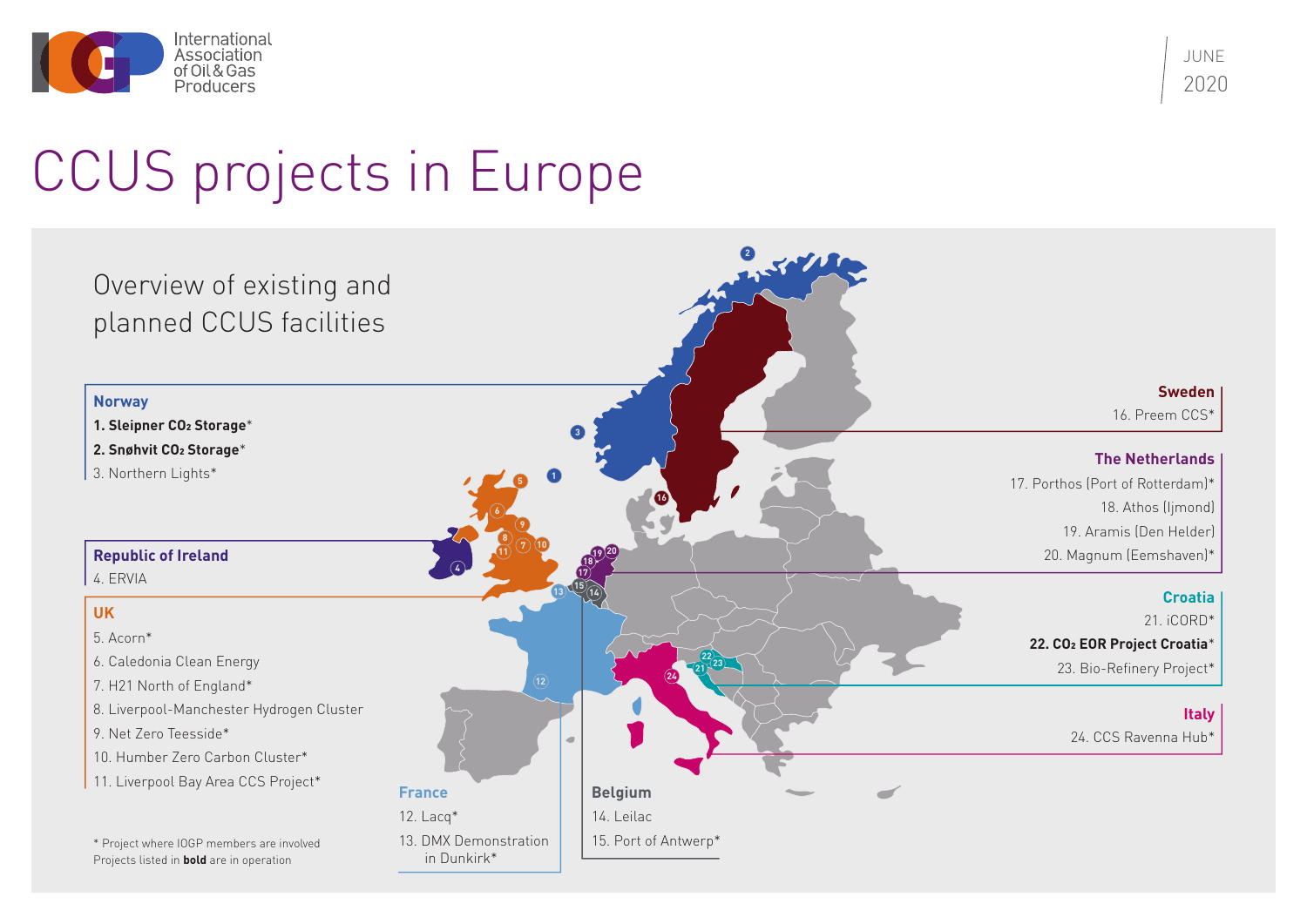International Association of Oil & Gas Producers

JUNE 2020

# CCUS projects in Europe

## Overview of existing and planned CCUS facilities

### Norway

**1. Sleipner $CO_2$ Storage***

**2. Snøhvit $CO_2$ Storage***

3. Northern Lights*

### Republic of Ireland

4. ERVIA

### UK

5. Acorn*
6. Caledonia Clean Energy
7. H21 North of England*
8. Liverpool-Manchester Hydrogen Cluster
9. Net Zero Teesside*
10. Humber Zero Carbon Cluster*
11. Liverpool Bay Area CCS Project*

### France

12. Lacq*
13. DMX Demonstration in Dunkirk*

### Belgium

14. Leilac
15. Port of Antwerp*

### Sweden

16. Preem CCS*

### The Netherlands

17. Porthos (Port of Rotterdam)*
18. Athos (Ijmond)
19. Aramis (Den Helder)
20. Magnum (Eemshaven)*

### Croatia

21. iCORD*

**22. $CO_2$ EOR Project Croatia***

23. Bio-Refinery Project*

### Italy

24. CCS Ravenna Hub*

\* Project where IOGP members are involved
Projects listed in **bold** are in operation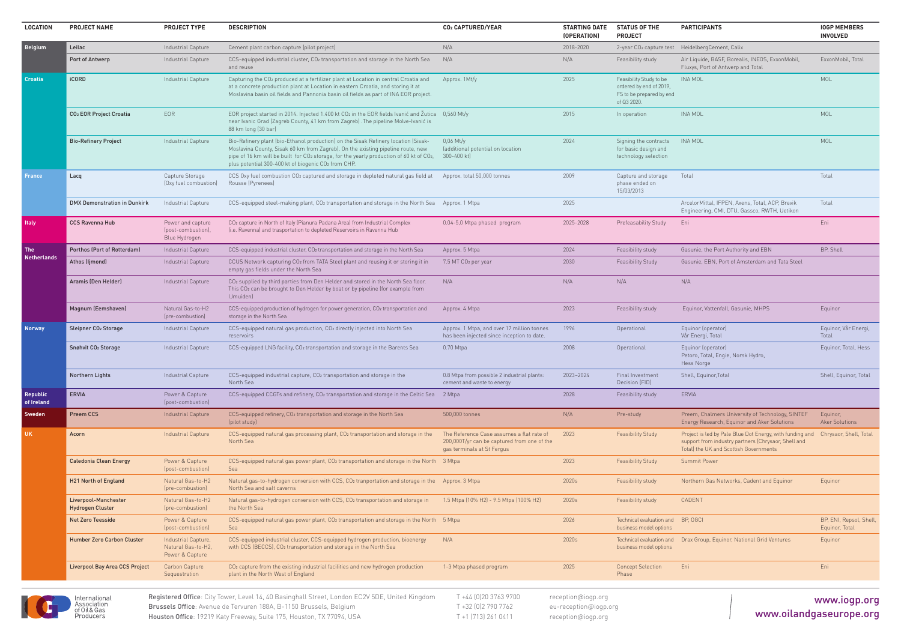| LOCATION | PROJECT NAME | PROJECT TYPE | DESCRIPTION | $CO_2$ CAPTURED/YEAR | STARTING DATE (OPERATION) | STATUS OF THE PROJECT | PARTICIPANTS | IOGP MEMBERS INVOLVED |
|---|---|---|---|---|---|---|---|---|
| Belgium | Leilac | Industrial Capture | Cement plant carbon capture (pilot project) | N/A | 2018-2020 | 2-year $CO_2$ capture test | HeidelbergCement, Calix | |
| | Port of Antwerp | Industrial Capture | CCS-equipped industrial cluster, $CO_2$ transportation and storage in the North Sea and reuse | N/A | N/A | Feasibility study | Air Liquide, BASF, Borealis, INEOS, ExxonMobil, Fluxys, Port of Antwerp and Total | ExxonMobil, Total |
| Croatia | iCORD | Industrial Capture | Capturing the $CO_2$ produced at a fertilizer plant at Location in central Croatia and at a concrete production plant at Location in eastern Croatia, and storing it at Moslavina basin oil fields and Pannonia basin oil fields as part of INA EOR project. | Approx. 1Mt/y | 2025 | Feasibility Study to be ordered by end of 2019, FS to be prepared by end of Q3 2020. | INA MOL | MOL |
| | $CO_2$ EOR Project Croatia | EOR | EOR project started in 2014. Injected 1.400 kt $CO_2$ in the EOR fields Ivanić and Žutica near Ivanic Grad (Zagreb County, 41 km from Zagreb) .The pipeline Molve-Ivanić is 88 km long (30 bar) | 0,560 Mt/y | 2015 | In operation | INA MOL | MOL |
| | Bio-Refinery Project | Industrial Capture | Bio-Refinery plant (bio-Ethanol production) on the Sisak Refinery location (Sisak-Moslavina County, Sisak 60 km from Zagreb). On the existing pipeline route, new pipe of 16 km will be built for $CO_2$ storage, for the yearly production of 60 kt of $CO_2$, plus potential 300-400 kt of biogenic $CO_2$ from CHP. | 0,06 Mt/y (additional potential on location 300-400 kt) | 2024 | Signing the contracts for basic design and technology selection | INA MOL | MOL |
| France | Lacq | Capture Storage (Oxy fuel combustion) | CCS Oxy fuel combustion $CO_2$ captured and storage in depleted natural gas field at Rousse (Pyrenees) | Approx. total 50,000 tonnes | 2009 | Capture and storage phase ended on 15/03/2013 | Total | Total |
| | DMX Demonstration in Dunkirk | Industrial Capture | CCS-equipped steel-making plant, $CO_2$ transportation and storage in the North Sea | Approx. 1 Mtpa | 2025 | | ArcelorMittal, IFPEN, Axens, Total, ACP, Brevik Engineering, CMI, DTU, Gassco, RWTH, Uetikon | Total |
| Italy | CCS Ravenna Hub | Power and capture (post-combustion), Blue Hydrogen | $CO_2$ capture in North of Italy (Pianura Padana Area) from Industrial Complex (i.e. Ravenna) and trasportation to depleted Reservoirs in Ravenna Hub | 0.04-5,0 Mtpa phased program | 2025-2028 | Prefeasability Study | Eni | Eni |
| The Netherlands | Porthos (Port of Rotterdam) | Industrial Capture | CCS-equipped industrial cluster, $CO_2$ transportation and storage in the North Sea | Approx. 5 Mtpa | 2024 | Feasibility study | Gasunie, the Port Authority and EBN | BP, Shell |
| | Athos (Ijmond) | Industrial Capture | CCUS Network capturing $CO_2$ from TATA Steel plant and reusing it or storing it in empty gas fields under the North Sea | 7.5 MT $CO_2$ per year | 2030 | Feasibility Study | Gasunie, EBN, Port of Amsterdam and Tata Steel | |
| | Aramis (Den Helder) | Industrial Capture | $CO_2$ supplied by third parties from Den Helder and stored in the North Sea floor. This $CO_2$ can be brought to Den Helder by boat or by pipeline (for example from IJmuiden) | N/A | N/A | N/A | N/A | |
| | Magnum (Eemshaven) | Natural Gas-to-H2 (pre-combustion) | CCS-equipped production of hydrogen for power generation, $CO_2$ transportation and storage in the North Sea | Approx. 4 Mtpa | 2023 | Feasibility study | Equinor, Vattenfall, Gasunie, MHPS | Equinor |
| Norway | Sleipner $CO_2$ Storage | Industrial Capture | CCS-equipped natural gas production, $CO_2$ directly injected into North Sea reservoirs | Approx. 1 Mtpa, and over 17 million tonnes has been injected since inception to date. | 1996 | Operational | Equinor (operator) Vår Energi, Total | Equinor, Vår Energi, Total |
| | Snøhvit $CO_2$ Storage | Industrial Capture | CCS-equipped LNG facility, $CO_2$ transportation and storage in the Barents Sea | 0.70 Mtpa | 2008 | Operational | Equinor (operator) Petoro, Total, Engie, Norsk Hydro, Hess Norge | Equinor, Total, Hess |
| | Northern Lights | Industrial Capture | CCS-equipped industrial capture, $CO_2$ transportation and storage in the North Sea | 0.8 Mtpa from possible 2 industrial plants: cement and waste to energy | 2023-2024 | Final Investment Decision (FID) | Shell, Equinor,Total | Shell, Equinor, Total |
| Republic of Ireland | ERVIA | Power & Capture (post-combustion) | CCS-equipped CCGTs and refinery, $CO_2$ transportation and storage in the Celtic Sea | 2 Mtpa | 2028 | Feasibility study | ERVIA | |
| Sweden | Preem CCS | Industrial Capture | CCS-equipped refinery, $CO_2$ transportation and storage in the North Sea (pilot study) | 500,000 tonnes | N/A | Pre-study | Preem, Chalmers University of Technology, SINTEF Energy Research, Equinor and Aker Solutions | Equinor, Aker Solutions |
| UK | Acorn | Industrial Capture | CCS-equipped natural gas processing plant, $CO_2$ transportation and storage in the North Sea | The Reference Case assumes a flat rate of 200,000T/yr can be captured from one of the gas terminals at St Fergus | 2023 | Feasibility Study | Project is led by Pale Blue Dot Energy, with funding and support from industry partners (Chrysaor, Shell and Total) the UK and Scottish Governments | Chrysaor, Shell, Total |
| | Caledonia Clean Energy | Power & Capture (post-combustion) | CCS-equipped natural gas power plant, $CO_2$ transportation and storage in the North Sea | 3 Mtpa | 2023 | Feasibility Study | Summit Power | |
| | H21 North of England | Natural Gas-to-H2 (pre-combustion) | Natural gas-to-hydrogen conversion with CCS, $CO_2$ tranportation and storage in the North Sea and salt caverns | Approx. 3 Mtpa | 2020s | Feasibility study | Northern Gas Networks, Cadent and Equinor | Equinor |
| | Liverpool-Manchester Hydrogen Cluster | Natural Gas-to-H2 (pre-combustion) | Natural gas-to-hydrogen conversion with CCS, $CO_2$ transportation and storage in the North Sea | 1.5 Mtpa (10% H2) - 9.5 Mtpa (100% H2) | 2020s | Feasibility study | CADENT | |
| | Net Zero Teesside | Power & Capture (post-combustion) | CCS-equipped natural gas power plant, $CO_2$ transportation and storage in the North Sea | 5 Mtpa | 2026 | Technical evaluation and business model options | BP, OGCI | BP, ENI, Repsol, Shell, Equinor, Total |
| | Humber Zero Carbon Cluster | Industrial Capture, Natural Gas-to-H2, Power & Capture | CCS-equipped industrial cluster, CCS-equipped hydrogen production, bioenergy with CCS (BECCS), $CO_2$ transportation and storage in the North Sea | N/A | 2020s | Technical evaluation and business model options | Drax Group, Equinor, National Grid Ventures | Equinor |
| | Liverpool Bay Area CCS Project | Carbon Capture Sequestration | $CO_2$ capture from the existing industrial facilities and new hydrogen generation plant in the North West of England | 1-3 Mtpa phased program | 2025 | Concept Selection Phase | Eni | Eni |

International Association of Oil & Gas Producers

**Registered Office**: City Tower, Level 14, 40 Basinghall Street, London EC2V 5DE, United Kingdom — T +44 (0)20 3763 9700 — reception@iogp.org
**Brussels Office**: Avenue de Tervuren 188A, B-1150 Brussels, Belgium — T +32 (0)2 790 7762 — eu-reception@iogp.org
**Houston Office**: 19219 Katy Freeway, Suite 175, Houston, TX 77094, USA — T +1 (713) 261 0411 — reception@iogp.org

www.iogp.org
www.oilandgaseurope.org